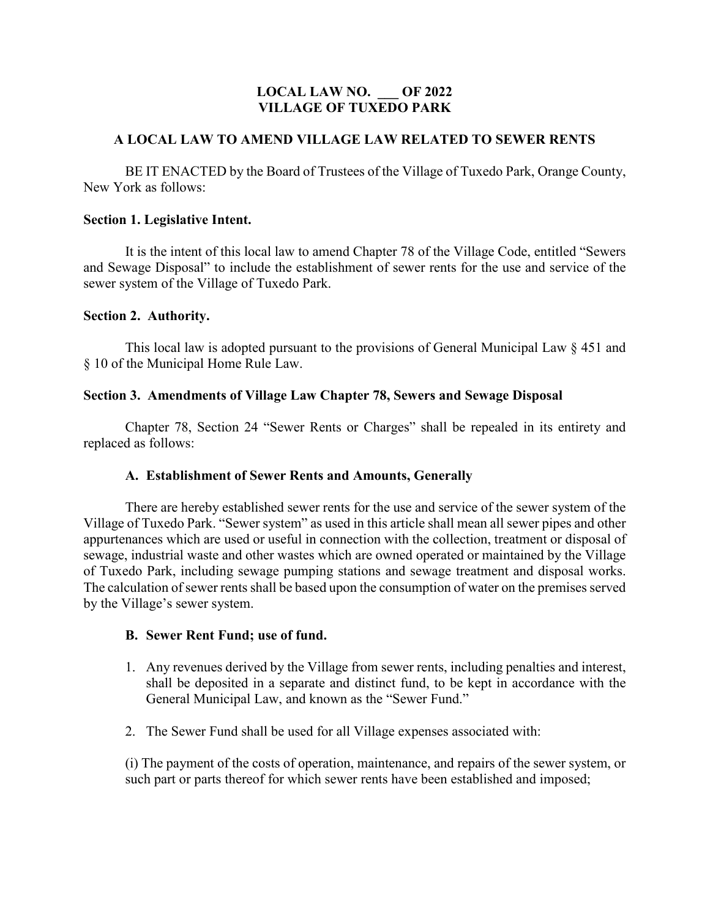# LOCAL LAW NO. ___ OF 2022
# VILLAGE OF TUXEDO PARK

## A LOCAL LAW TO AMEND VILLAGE LAW RELATED TO SEWER RENTS

BE IT ENACTED by the Board of Trustees of the Village of Tuxedo Park, Orange County, New York as follows:

### Section 1. Legislative Intent.

It is the intent of this local law to amend Chapter 78 of the Village Code, entitled "Sewers and Sewage Disposal" to include the establishment of sewer rents for the use and service of the sewer system of the Village of Tuxedo Park.

### Section 2. Authority.

This local law is adopted pursuant to the provisions of General Municipal Law § 451 and § 10 of the Municipal Home Rule Law.

### Section 3. Amendments of Village Law Chapter 78, Sewers and Sewage Disposal

Chapter 78, Section 24 "Sewer Rents or Charges" shall be repealed in its entirety and replaced as follows:

#### A. Establishment of Sewer Rents and Amounts, Generally

There are hereby established sewer rents for the use and service of the sewer system of the Village of Tuxedo Park. "Sewer system" as used in this article shall mean all sewer pipes and other appurtenances which are used or useful in connection with the collection, treatment or disposal of sewage, industrial waste and other wastes which are owned operated or maintained by the Village of Tuxedo Park, including sewage pumping stations and sewage treatment and disposal works. The calculation of sewer rents shall be based upon the consumption of water on the premises served by the Village's sewer system.

#### B. Sewer Rent Fund; use of fund.

1. Any revenues derived by the Village from sewer rents, including penalties and interest, shall be deposited in a separate and distinct fund, to be kept in accordance with the General Municipal Law, and known as the "Sewer Fund."

2. The Sewer Fund shall be used for all Village expenses associated with:

(i) The payment of the costs of operation, maintenance, and repairs of the sewer system, or such part or parts thereof for which sewer rents have been established and imposed;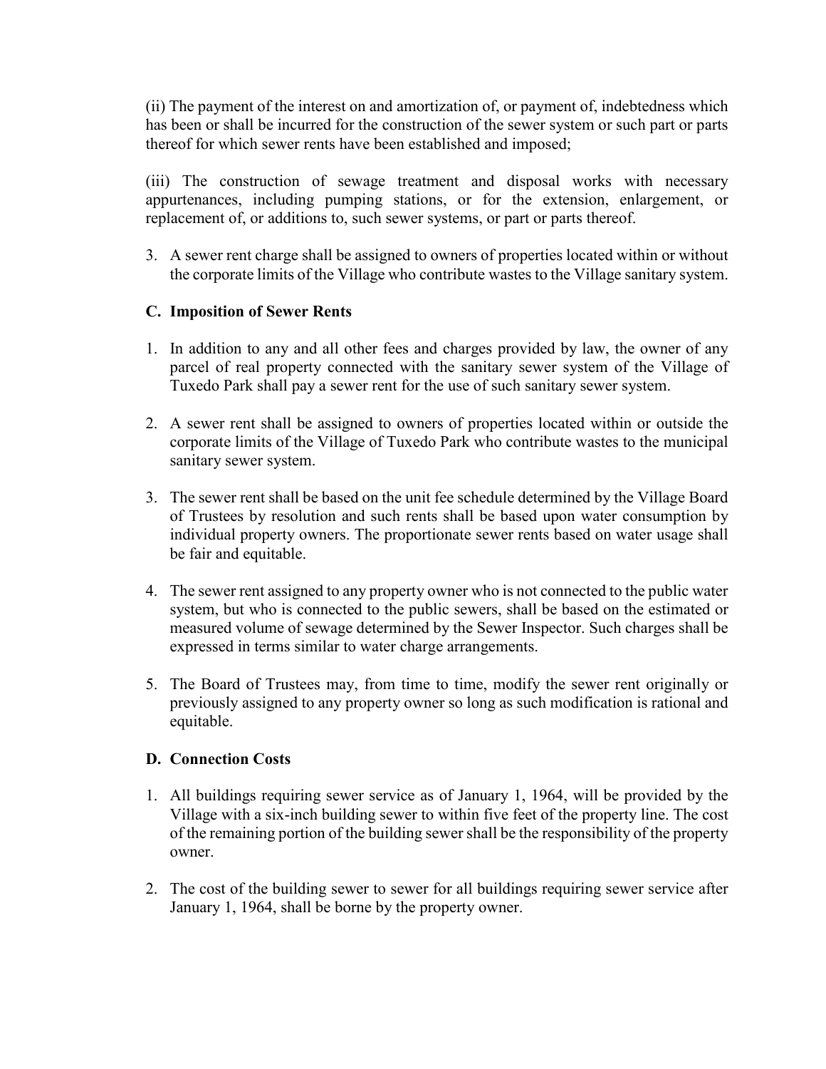(ii) The payment of the interest on and amortization of, or payment of, indebtedness which has been or shall be incurred for the construction of the sewer system or such part or parts thereof for which sewer rents have been established and imposed;

(iii) The construction of sewage treatment and disposal works with necessary appurtenances, including pumping stations, or for the extension, enlargement, or replacement of, or additions to, such sewer systems, or part or parts thereof.

3. A sewer rent charge shall be assigned to owners of properties located within or without the corporate limits of the Village who contribute wastes to the Village sanitary system.

### C. Imposition of Sewer Rents

1. In addition to any and all other fees and charges provided by law, the owner of any parcel of real property connected with the sanitary sewer system of the Village of Tuxedo Park shall pay a sewer rent for the use of such sanitary sewer system.
2. A sewer rent shall be assigned to owners of properties located within or outside the corporate limits of the Village of Tuxedo Park who contribute wastes to the municipal sanitary sewer system.
3. The sewer rent shall be based on the unit fee schedule determined by the Village Board of Trustees by resolution and such rents shall be based upon water consumption by individual property owners. The proportionate sewer rents based on water usage shall be fair and equitable.
4. The sewer rent assigned to any property owner who is not connected to the public water system, but who is connected to the public sewers, shall be based on the estimated or measured volume of sewage determined by the Sewer Inspector. Such charges shall be expressed in terms similar to water charge arrangements.
5. The Board of Trustees may, from time to time, modify the sewer rent originally or previously assigned to any property owner so long as such modification is rational and equitable.

### D. Connection Costs

1. All buildings requiring sewer service as of January 1, 1964, will be provided by the Village with a six-inch building sewer to within five feet of the property line. The cost of the remaining portion of the building sewer shall be the responsibility of the property owner.
2. The cost of the building sewer to sewer for all buildings requiring sewer service after January 1, 1964, shall be borne by the property owner.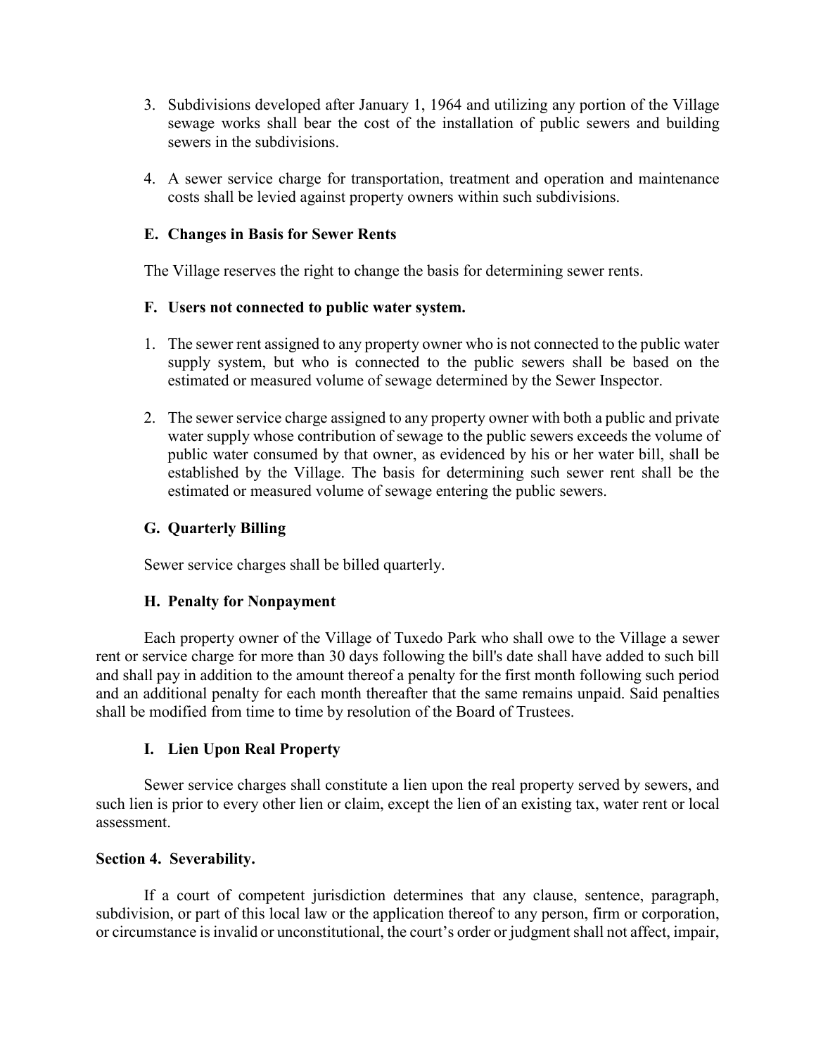3. Subdivisions developed after January 1, 1964 and utilizing any portion of the Village sewage works shall bear the cost of the installation of public sewers and building sewers in the subdivisions.

4. A sewer service charge for transportation, treatment and operation and maintenance costs shall be levied against property owners within such subdivisions.

**E. Changes in Basis for Sewer Rents**

The Village reserves the right to change the basis for determining sewer rents.

**F. Users not connected to public water system.**

1. The sewer rent assigned to any property owner who is not connected to the public water supply system, but who is connected to the public sewers shall be based on the estimated or measured volume of sewage determined by the Sewer Inspector.

2. The sewer service charge assigned to any property owner with both a public and private water supply whose contribution of sewage to the public sewers exceeds the volume of public water consumed by that owner, as evidenced by his or her water bill, shall be established by the Village. The basis for determining such sewer rent shall be the estimated or measured volume of sewage entering the public sewers.

**G. Quarterly Billing**

Sewer service charges shall be billed quarterly.

**H. Penalty for Nonpayment**

Each property owner of the Village of Tuxedo Park who shall owe to the Village a sewer rent or service charge for more than 30 days following the bill's date shall have added to such bill and shall pay in addition to the amount thereof a penalty for the first month following such period and an additional penalty for each month thereafter that the same remains unpaid. Said penalties shall be modified from time to time by resolution of the Board of Trustees.

**I. Lien Upon Real Property**

Sewer service charges shall constitute a lien upon the real property served by sewers, and such lien is prior to every other lien or claim, except the lien of an existing tax, water rent or local assessment.

**Section 4. Severability.**

If a court of competent jurisdiction determines that any clause, sentence, paragraph, subdivision, or part of this local law or the application thereof to any person, firm or corporation, or circumstance is invalid or unconstitutional, the court's order or judgment shall not affect, impair,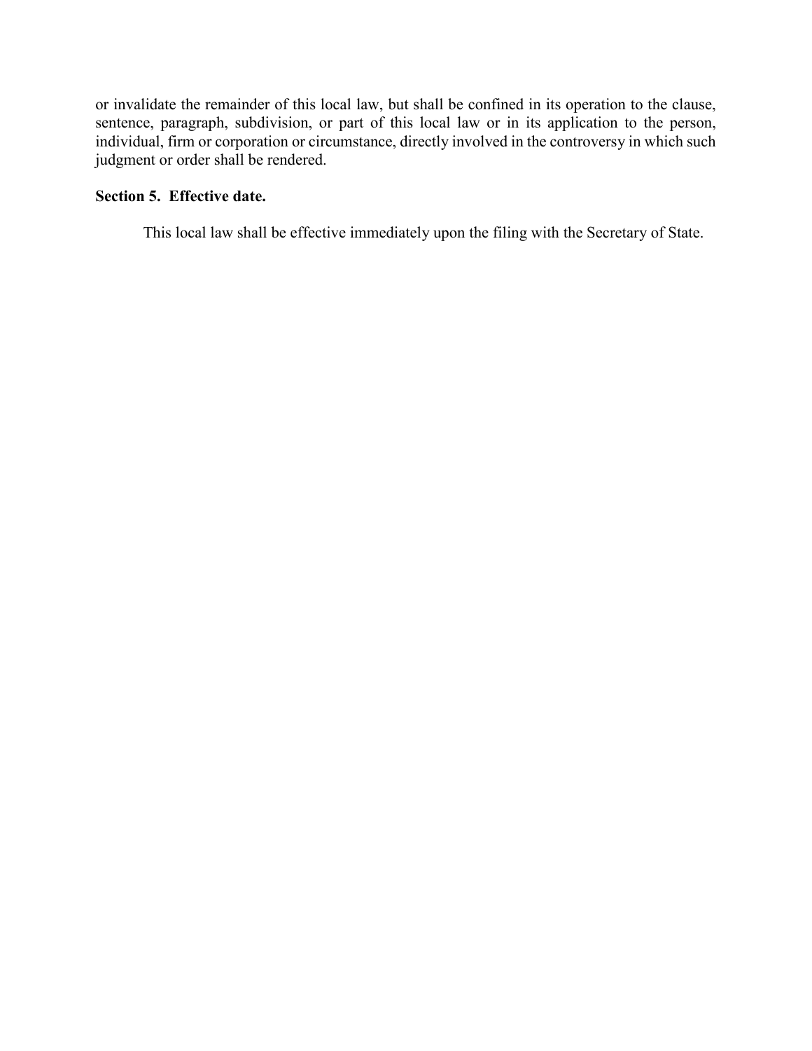or invalidate the remainder of this local law, but shall be confined in its operation to the clause, sentence, paragraph, subdivision, or part of this local law or in its application to the person, individual, firm or corporation or circumstance, directly involved in the controversy in which such judgment or order shall be rendered.

**Section 5. Effective date.**

This local law shall be effective immediately upon the filing with the Secretary of State.